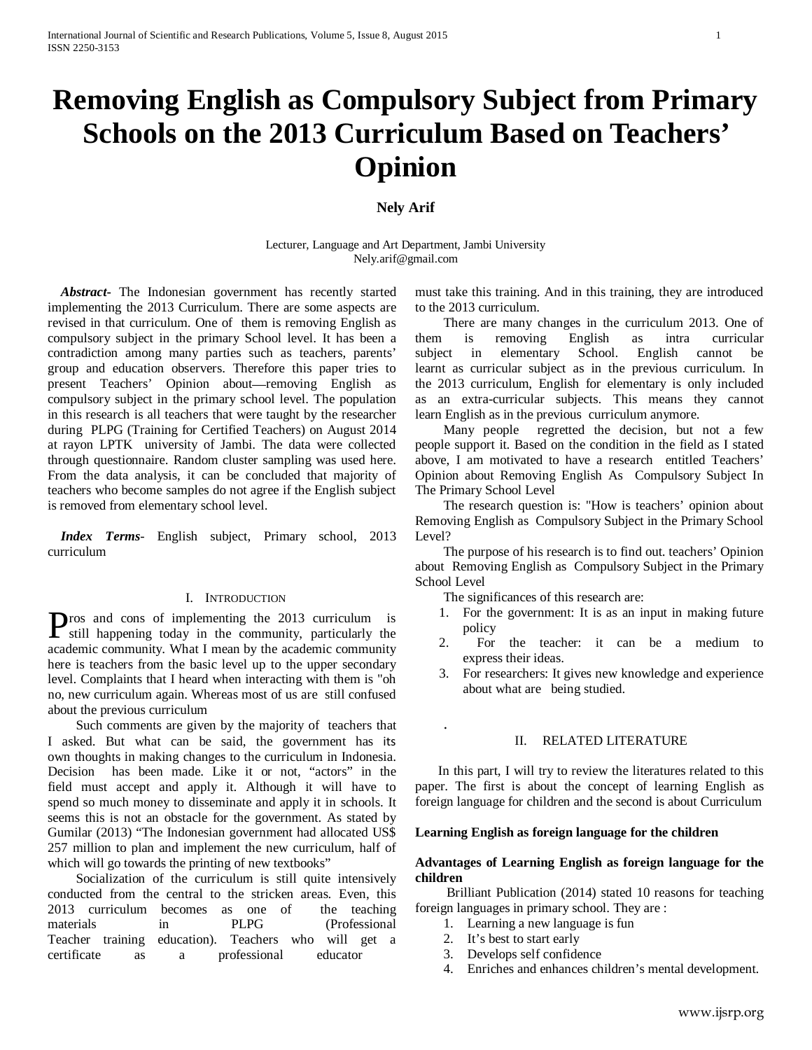# Removing English as Compulsory Subject from Primary Schools on the 2013 Curriculum Based on Teachers' Opinion

**Nely Arif**

Lecturer, Language and Art Department, Jambi University
Nely.arif@gmail.com

***Abstract-*** The Indonesian government has recently started implementing the 2013 Curriculum. There are some aspects are revised in that curriculum. One of them is removing English as compulsory subject in the primary School level. It has been a contradiction among many parties such as teachers, parents' group and education observers. Therefore this paper tries to present Teachers' Opinion about—removing English as compulsory subject in the primary school level. The population in this research is all teachers that were taught by the researcher during PLPG (Training for Certified Teachers) on August 2014 at rayon LPTK university of Jambi. The data were collected through questionnaire. Random cluster sampling was used here. From the data analysis, it can be concluded that majority of teachers who become samples do not agree if the English subject is removed from elementary school level.

***Index Terms***- English subject, Primary school, 2013 curriculum

## I. Introduction

Pros and cons of implementing the 2013 curriculum is still happening today in the community, particularly the academic community. What I mean by the academic community here is teachers from the basic level up to the upper secondary level. Complaints that I heard when interacting with them is "oh no, new curriculum again. Whereas most of us are still confused about the previous curriculum

Such comments are given by the majority of teachers that I asked. But what can be said, the government has its own thoughts in making changes to the curriculum in Indonesia. Decision has been made. Like it or not, "actors" in the field must accept and apply it. Although it will have to spend so much money to disseminate and apply it in schools. It seems this is not an obstacle for the government. As stated by Gumilar (2013) "The Indonesian government had allocated US$ 257 million to plan and implement the new curriculum, half of which will go towards the printing of new textbooks"

Socialization of the curriculum is still quite intensively conducted from the central to the stricken areas. Even, this 2013 curriculum becomes as one of the teaching materials in PLPG (Professional Teacher training education). Teachers who will get a certificate as a professional educator must take this training. And in this training, they are introduced to the 2013 curriculum.

There are many changes in the curriculum 2013. One of them is removing English as intra curricular subject in elementary School. English cannot be learnt as curricular subject as in the previous curriculum. In the 2013 curriculum, English for elementary is only included as an extra-curricular subjects. This means they cannot learn English as in the previous curriculum anymore.

Many people regretted the decision, but not a few people support it. Based on the condition in the field as I stated above, I am motivated to have a research entitled Teachers' Opinion about Removing English As Compulsory Subject In The Primary School Level

The research question is: "How is teachers' opinion about Removing English as Compulsory Subject in the Primary School Level?

The purpose of his research is to find out. teachers' Opinion about Removing English as Compulsory Subject in the Primary School Level

The significances of this research are:

1. For the government: It is as an input in making future policy
2. For the teacher: it can be a medium to express their ideas.
3. For researchers: It gives new knowledge and experience about what are being studied.

## II. Related Literature

In this part, I will try to review the literatures related to this paper. The first is about the concept of learning English as foreign language for children and the second is about Curriculum

**Learning English as foreign language for the children**

**Advantages of Learning English as foreign language for the children**

Brilliant Publication (2014) stated 10 reasons for teaching foreign languages in primary school. They are :

1. Learning a new language is fun
2. It's best to start early
3. Develops self confidence
4. Enriches and enhances children's mental development.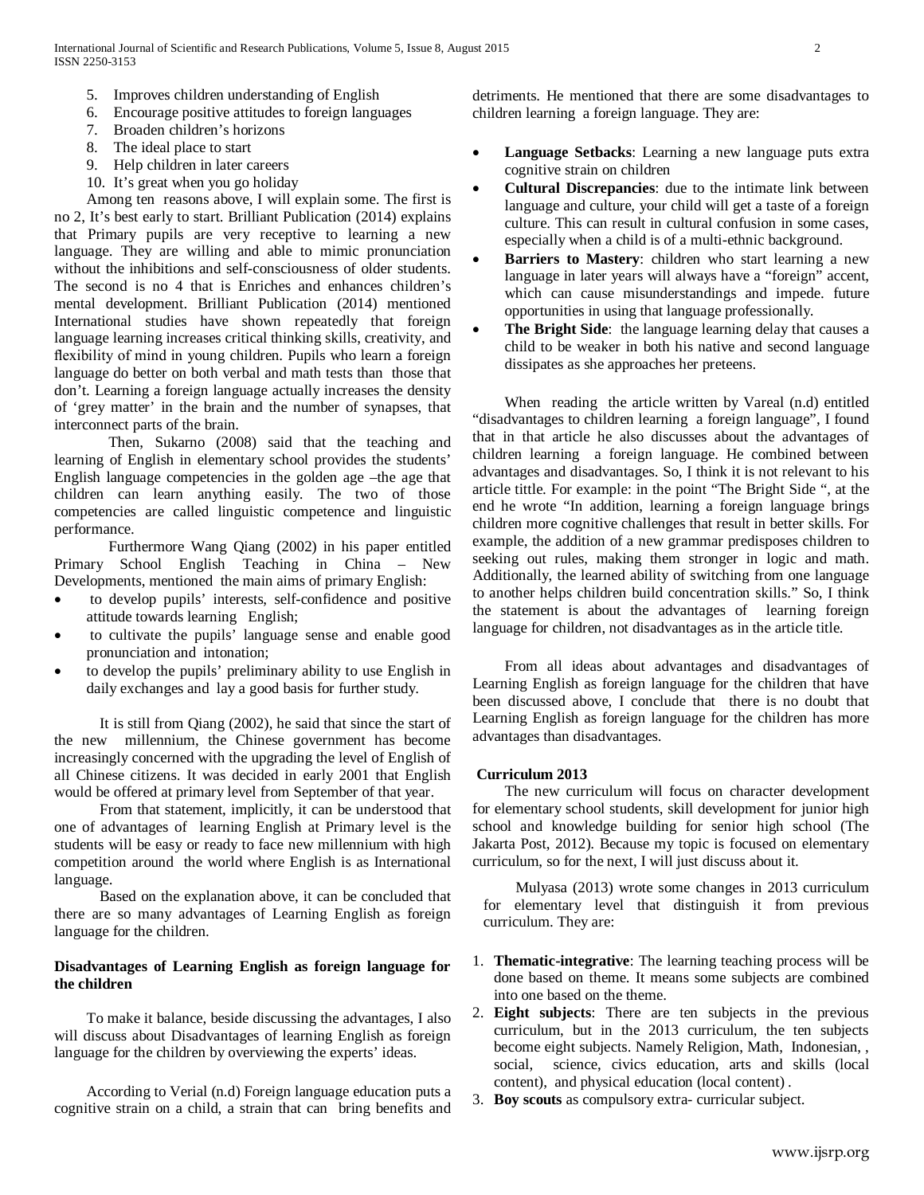5. Improves children understanding of English
6. Encourage positive attitudes to foreign languages
7. Broaden children's horizons
8. The ideal place to start
9. Help children in later careers
10. It's great when you go holiday

Among ten reasons above, I will explain some. The first is no 2, It's best early to start. Brilliant Publication (2014) explains that Primary pupils are very receptive to learning a new language. They are willing and able to mimic pronunciation without the inhibitions and self-consciousness of older students. The second is no 4 that is Enriches and enhances children's mental development. Brilliant Publication (2014) mentioned International studies have shown repeatedly that foreign language learning increases critical thinking skills, creativity, and flexibility of mind in young children. Pupils who learn a foreign language do better on both verbal and math tests than those that don't. Learning a foreign language actually increases the density of 'grey matter' in the brain and the number of synapses, that interconnect parts of the brain.

Then, Sukarno (2008) said that the teaching and learning of English in elementary school provides the students' English language competencies in the golden age –the age that children can learn anything easily. The two of those competencies are called linguistic competence and linguistic performance.

Furthermore Wang Qiang (2002) in his paper entitled Primary School English Teaching in China – New Developments, mentioned the main aims of primary English:

- to develop pupils' interests, self-confidence and positive attitude towards learning English;
- to cultivate the pupils' language sense and enable good pronunciation and intonation;
- to develop the pupils' preliminary ability to use English in daily exchanges and lay a good basis for further study.

It is still from Qiang (2002), he said that since the start of the new millennium, the Chinese government has become increasingly concerned with the upgrading the level of English of all Chinese citizens. It was decided in early 2001 that English would be offered at primary level from September of that year.

From that statement, implicitly, it can be understood that one of advantages of learning English at Primary level is the students will be easy or ready to face new millennium with high competition around the world where English is as International language.

Based on the explanation above, it can be concluded that there are so many advantages of Learning English as foreign language for the children.

**Disadvantages of Learning English as foreign language for the children**

To make it balance, beside discussing the advantages, I also will discuss about Disadvantages of learning English as foreign language for the children by overviewing the experts' ideas.

According to Verial (n.d) Foreign language education puts a cognitive strain on a child, a strain that can bring benefits and detriments. He mentioned that there are some disadvantages to children learning a foreign language. They are:

- **Language Setbacks**: Learning a new language puts extra cognitive strain on children
- **Cultural Discrepancies**: due to the intimate link between language and culture, your child will get a taste of a foreign culture. This can result in cultural confusion in some cases, especially when a child is of a multi-ethnic background.
- **Barriers to Mastery**: children who start learning a new language in later years will always have a "foreign" accent, which can cause misunderstandings and impede. future opportunities in using that language professionally.
- **The Bright Side**: the language learning delay that causes a child to be weaker in both his native and second language dissipates as she approaches her preteens.

When reading the article written by Vareal (n.d) entitled "disadvantages to children learning a foreign language", I found that in that article he also discusses about the advantages of children learning a foreign language. He combined between advantages and disadvantages. So, I think it is not relevant to his article tittle. For example: in the point "The Bright Side ", at the end he wrote "In addition, learning a foreign language brings children more cognitive challenges that result in better skills. For example, the addition of a new grammar predisposes children to seeking out rules, making them stronger in logic and math. Additionally, the learned ability of switching from one language to another helps children build concentration skills." So, I think the statement is about the advantages of learning foreign language for children, not disadvantages as in the article title.

From all ideas about advantages and disadvantages of Learning English as foreign language for the children that have been discussed above, I conclude that there is no doubt that Learning English as foreign language for the children has more advantages than disadvantages.

**Curriculum 2013**

The new curriculum will focus on character development for elementary school students, skill development for junior high school and knowledge building for senior high school (The Jakarta Post, 2012). Because my topic is focused on elementary curriculum, so for the next, I will just discuss about it.

Mulyasa (2013) wrote some changes in 2013 curriculum for elementary level that distinguish it from previous curriculum. They are:

1. **Thematic-integrative**: The learning teaching process will be done based on theme. It means some subjects are combined into one based on the theme.
2. **Eight subjects**: There are ten subjects in the previous curriculum, but in the 2013 curriculum, the ten subjects become eight subjects. Namely Religion, Math, Indonesian, , social, science, civics education, arts and skills (local content), and physical education (local content) .
3. **Boy scouts** as compulsory extra- curricular subject.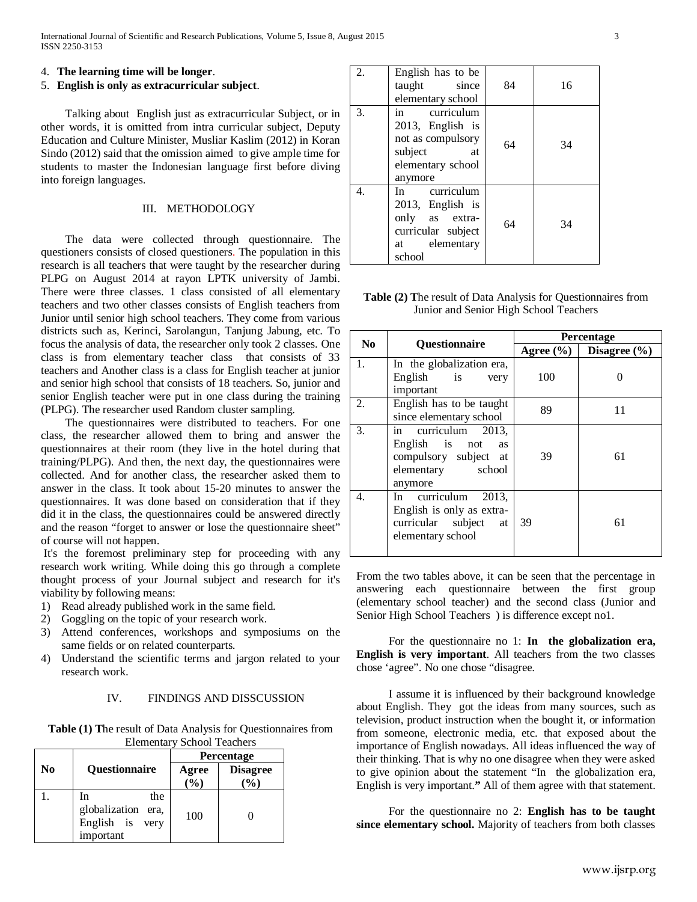4. **The learning time will be longer**.
5. **English is only as extracurricular subject**.

Talking about English just as extracurricular Subject, or in other words, it is omitted from intra curricular subject, Deputy Education and Culture Minister, Musliar Kaslim (2012) in Koran Sindo (2012) said that the omission aimed to give ample time for students to master the Indonesian language first before diving into foreign languages.

## III. METHODOLOGY

The data were collected through questionnaire. The questioners consists of closed questioners. The population in this research is all teachers that were taught by the researcher during PLPG on August 2014 at rayon LPTK university of Jambi. There were three classes. 1 class consisted of all elementary teachers and two other classes consists of English teachers from Junior until senior high school teachers. They come from various districts such as, Kerinci, Sarolangun, Tanjung Jabung, etc. To focus the analysis of data, the researcher only took 2 classes. One class is from elementary teacher class that consists of 33 teachers and Another class is a class for English teacher at junior and senior high school that consists of 18 teachers. So, junior and senior English teacher were put in one class during the training (PLPG). The researcher used Random cluster sampling.

The questionnaires were distributed to teachers. For one class, the researcher allowed them to bring and answer the questionnaires at their room (they live in the hotel during that training/PLPG). And then, the next day, the questionnaires were collected. And for another class, the researcher asked them to answer in the class. It took about 15-20 minutes to answer the questionnaires. It was done based on consideration that if they did it in the class, the questionnaires could be answered directly and the reason "forget to answer or lose the questionnaire sheet" of course will not happen.

It's the foremost preliminary step for proceeding with any research work writing. While doing this go through a complete thought process of your Journal subject and research for it's viability by following means:

1) Read already published work in the same field.
2) Goggling on the topic of your research work.
3) Attend conferences, workshops and symposiums on the same fields or on related counterparts.
4) Understand the scientific terms and jargon related to your research work.

## IV. FINDINGS AND DISSCUSSION

**Table (1) T**he result of Data Analysis for Questionnaires from Elementary School Teachers

| No | Questionnaire | Percentage | |
|---|---|---|---|
| | | **Agree (%)** | **Disagree (%)** |
| 1. | In the globalization era, English is very important | 100 | 0 |
| 2. | English has to be taught since elementary school | 84 | 16 |
| 3. | in curriculum 2013, English is not as compulsory subject at elementary school anymore | 64 | 34 |
| 4. | In curriculum 2013, English is only as extra-curricular subject at elementary school | 64 | 34 |

**Table (2) T**he result of Data Analysis for Questionnaires from Junior and Senior High School Teachers

| No | Questionnaire | Percentage | |
|---|---|---|---|
| | | **Agree (%)** | **Disagree (%)** |
| 1. | In the globalization era, English is very important | 100 | 0 |
| 2. | English has to be taught since elementary school | 89 | 11 |
| 3. | in curriculum 2013, English is not as compulsory subject at elementary school anymore | 39 | 61 |
| 4. | In curriculum 2013, English is only as extra-curricular subject at elementary school | 39 | 61 |

From the two tables above, it can be seen that the percentage in answering each questionnaire between the first group (elementary school teacher) and the second class (Junior and Senior High School Teachers ) is difference except no1.

For the questionnaire no 1: **In the globalization era, English is very important**. All teachers from the two classes chose 'agree". No one chose "disagree.

I assume it is influenced by their background knowledge about English. They got the ideas from many sources, such as television, product instruction when the bought it, or information from someone, electronic media, etc. that exposed about the importance of English nowadays. All ideas influenced the way of their thinking. That is why no one disagree when they were asked to give opinion about the statement "In the globalization era, English is very important.**"** All of them agree with that statement.

For the questionnaire no 2: **English has to be taught since elementary school.** Majority of teachers from both classes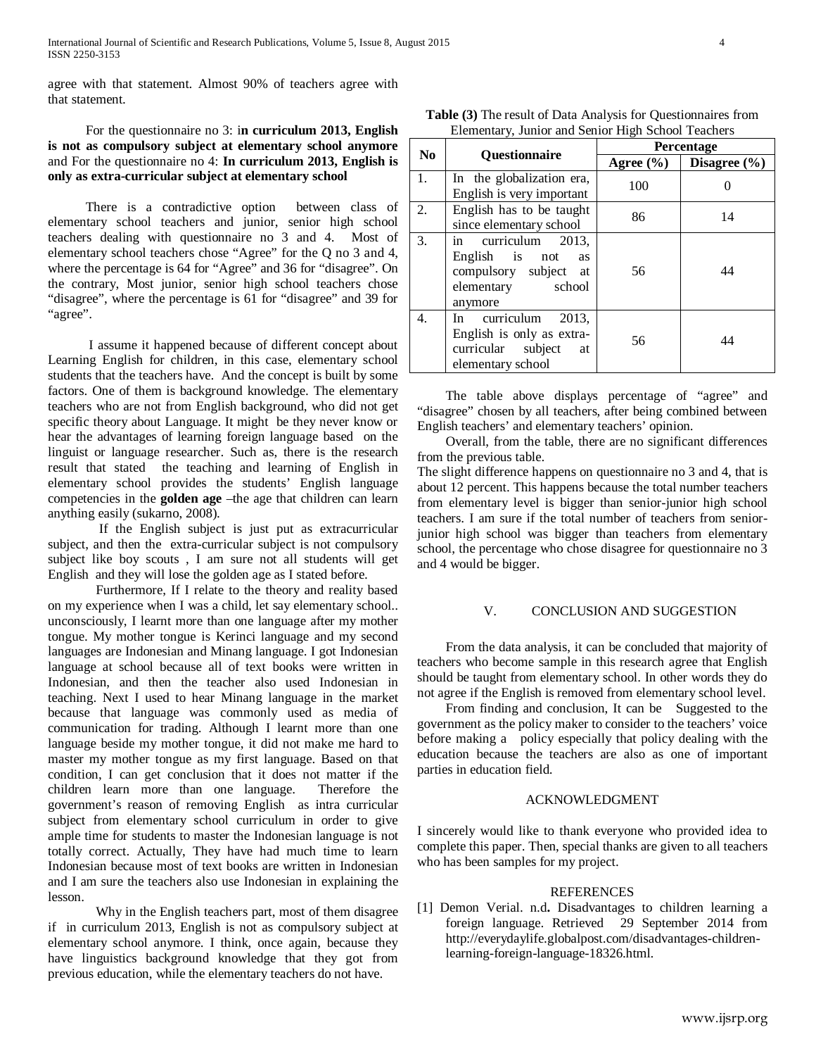agree with that statement. Almost 90% of teachers agree with that statement.

For the questionnaire no 3: i**n curriculum 2013, English is not as compulsory subject at elementary school anymore** and For the questionnaire no 4: **In curriculum 2013, English is only as extra-curricular subject at elementary school**

There is a contradictive option between class of elementary school teachers and junior, senior high school teachers dealing with questionnaire no 3 and 4. Most of elementary school teachers chose "Agree" for the Q no 3 and 4, where the percentage is 64 for "Agree" and 36 for "disagree". On the contrary, Most junior, senior high school teachers chose "disagree", where the percentage is 61 for "disagree" and 39 for "agree".

I assume it happened because of different concept about Learning English for children, in this case, elementary school students that the teachers have. And the concept is built by some factors. One of them is background knowledge. The elementary teachers who are not from English background, who did not get specific theory about Language. It might be they never know or hear the advantages of learning foreign language based on the linguist or language researcher. Such as, there is the research result that stated the teaching and learning of English in elementary school provides the students' English language competencies in the **golden age** –the age that children can learn anything easily (sukarno, 2008).

If the English subject is just put as extracurricular subject, and then the extra-curricular subject is not compulsory subject like boy scouts , I am sure not all students will get English and they will lose the golden age as I stated before.

Furthermore, If I relate to the theory and reality based on my experience when I was a child, let say elementary school.. unconsciously, I learnt more than one language after my mother tongue. My mother tongue is Kerinci language and my second languages are Indonesian and Minang language. I got Indonesian language at school because all of text books were written in Indonesian, and then the teacher also used Indonesian in teaching. Next I used to hear Minang language in the market because that language was commonly used as media of communication for trading. Although I learnt more than one language beside my mother tongue, it did not make me hard to master my mother tongue as my first language. Based on that condition, I can get conclusion that it does not matter if the children learn more than one language. Therefore the government's reason of removing English as intra curricular subject from elementary school curriculum in order to give ample time for students to master the Indonesian language is not totally correct. Actually, They have had much time to learn Indonesian because most of text books are written in Indonesian and I am sure the teachers also use Indonesian in explaining the lesson.

Why in the English teachers part, most of them disagree if in curriculum 2013, English is not as compulsory subject at elementary school anymore. I think, once again, because they have linguistics background knowledge that they got from previous education, while the elementary teachers do not have.

**Table (3)** The result of Data Analysis for Questionnaires from Elementary, Junior and Senior High School Teachers

| No | Questionnaire | Percentage | |
|---|---|---|---|
| | | Agree (%) | Disagree (%) |
| 1. | In the globalization era, English is very important | 100 | 0 |
| 2. | English has to be taught since elementary school | 86 | 14 |
| 3. | in curriculum 2013, English is not as compulsory subject at elementary school anymore | 56 | 44 |
| 4. | In curriculum 2013, English is only as extra-curricular subject at elementary school | 56 | 44 |

The table above displays percentage of "agree" and "disagree" chosen by all teachers, after being combined between English teachers' and elementary teachers' opinion.

Overall, from the table, there are no significant differences from the previous table.

The slight difference happens on questionnaire no 3 and 4, that is about 12 percent. This happens because the total number teachers from elementary level is bigger than senior-junior high school teachers. I am sure if the total number of teachers from senior-junior high school was bigger than teachers from elementary school, the percentage who chose disagree for questionnaire no 3 and 4 would be bigger.

## V. CONCLUSION AND SUGGESTION

From the data analysis, it can be concluded that majority of teachers who become sample in this research agree that English should be taught from elementary school. In other words they do not agree if the English is removed from elementary school level.

From finding and conclusion, It can be Suggested to the government as the policy maker to consider to the teachers' voice before making a policy especially that policy dealing with the education because the teachers are also as one of important parties in education field.

## ACKNOWLEDGMENT

I sincerely would like to thank everyone who provided idea to complete this paper. Then, special thanks are given to all teachers who has been samples for my project.

## REFERENCES

[1] Demon Verial. n.d**.** Disadvantages to children learning a foreign language. Retrieved 29 September 2014 from http://everydaylife.globalpost.com/disadvantages-children-learning-foreign-language-18326.html.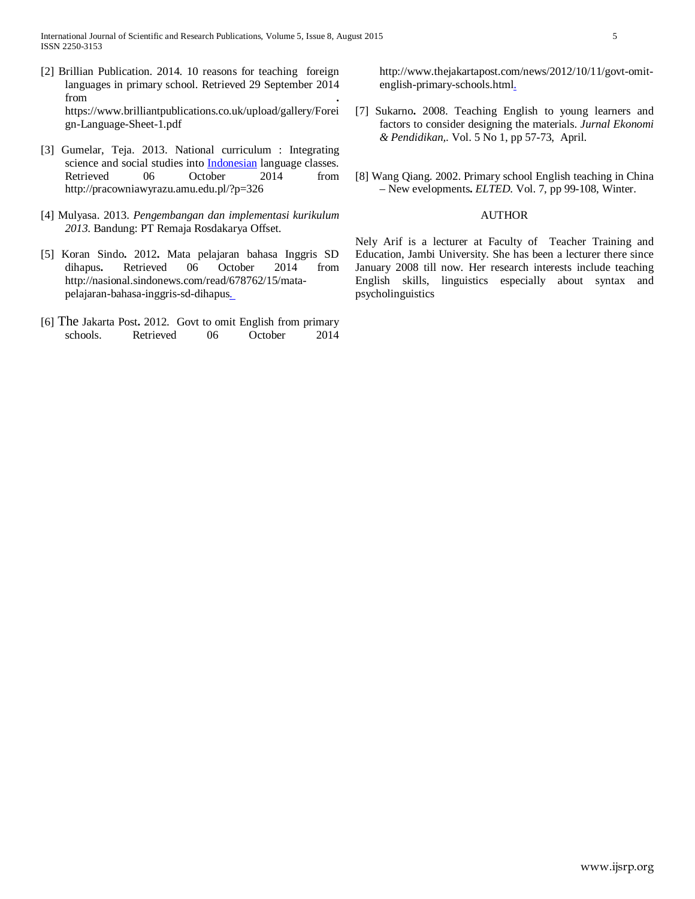[2] Brillian Publication. 2014. 10 reasons for teaching foreign languages in primary school. Retrieved 29 September 2014 from . https://www.brilliantpublications.co.uk/upload/gallery/Foreign-Language-Sheet-1.pdf

[3] Gumelar, Teja. 2013. National curriculum : Integrating science and social studies into Indonesian language classes. Retrieved 06 October 2014 from http://pracowniawyrazu.amu.edu.pl/?p=326

[4] Mulyasa. 2013. *Pengembangan dan implementasi kurikulum 2013*. Bandung: PT Remaja Rosdakarya Offset.

[5] Koran Sindo**.** 2012**.** Mata pelajaran bahasa Inggris SD dihapus**.** Retrieved 06 October 2014 from http://nasional.sindonews.com/read/678762/15/mata-pelajaran-bahasa-inggris-sd-dihapus.

[6] The Jakarta Post**.** 2012. Govt to omit English from primary schools. Retrieved 06 October 2014 http://www.thejakartapost.com/news/2012/10/11/govt-omit-english-primary-schools.html.

[7] Sukarno**.** 2008. Teaching English to young learners and factors to consider designing the materials. *Jurnal Ekonomi & Pendidikan,*. Vol. 5 No 1, pp 57-73, April.

[8] Wang Qiang. 2002. Primary school English teaching in China – New evelopments**.** *ELTED*. Vol. 7, pp 99-108, Winter.

## AUTHOR

Nely Arif is a lecturer at Faculty of Teacher Training and Education, Jambi University. She has been a lecturer there since January 2008 till now. Her research interests include teaching English skills, linguistics especially about syntax and psycholinguistics